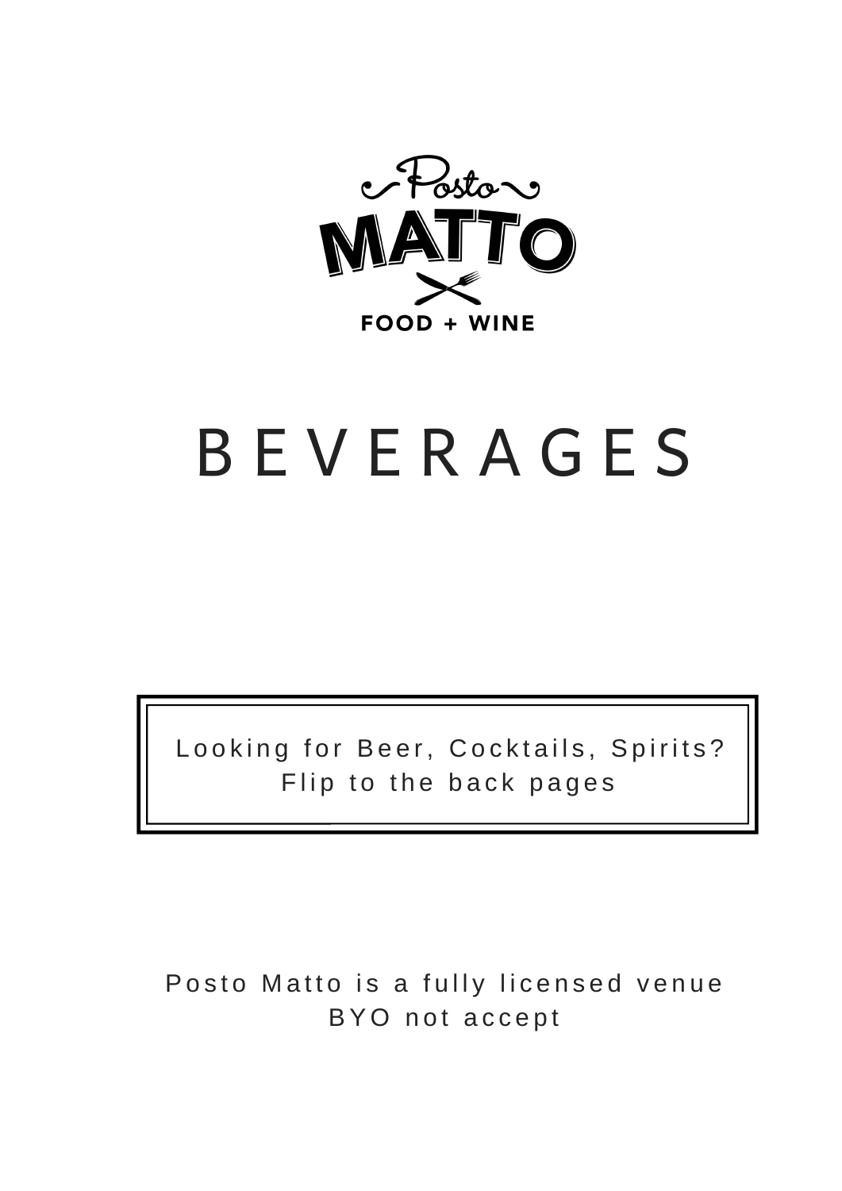Posto
# MATTO
FOOD + WINE

# BEVERAGES

Looking for Beer, Cocktails, Spirits?
Flip to the back pages

Posto Matto is a fully licensed venue
BYO not accept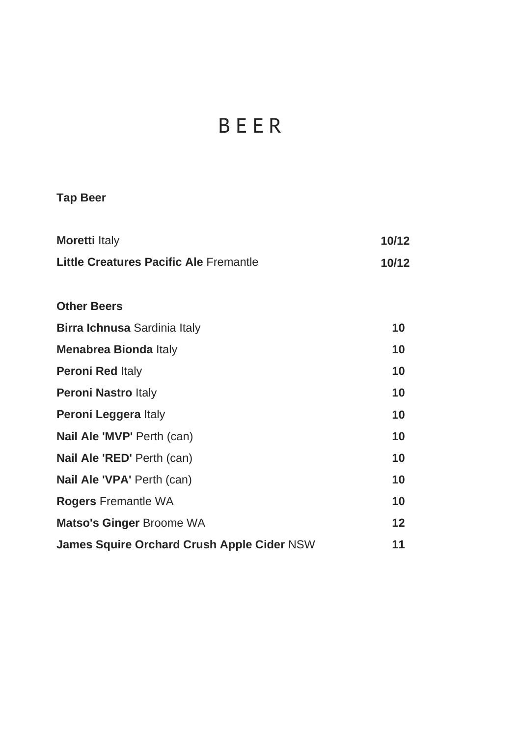# BEER

**Tap Beer**

| | |
|---|---|
| **Moretti** Italy | **10/12** |
| **Little Creatures Pacific Ale** Fremantle | **10/12** |

**Other Beers**

| | |
|---|---|
| **Birra Ichnusa** Sardinia Italy | **10** |
| **Menabrea Bionda** Italy | **10** |
| **Peroni Red** Italy | **10** |
| **Peroni Nastro** Italy | **10** |
| **Peroni Leggera** Italy | **10** |
| **Nail Ale 'MVP'** Perth (can) | **10** |
| **Nail Ale 'RED'** Perth (can) | **10** |
| **Nail Ale 'VPA'** Perth (can) | **10** |
| **Rogers** Fremantle WA | **10** |
| **Matso's Ginger** Broome WA | **12** |
| **James Squire Orchard Crush Apple Cider** NSW | **11** |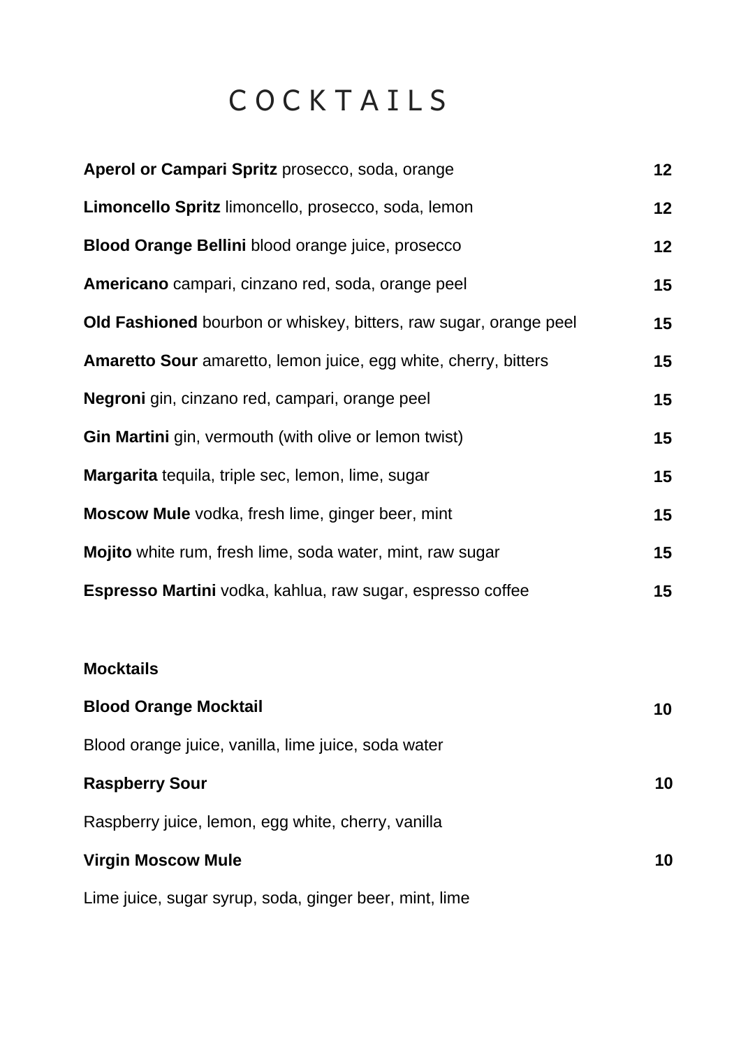# C O C K T A I L S

| | |
|---|---|
| **Aperol or Campari Spritz** prosecco, soda, orange | 12 |
| **Limoncello Spritz** limoncello, prosecco, soda, lemon | 12 |
| **Blood Orange Bellini** blood orange juice, prosecco | 12 |
| **Americano** campari, cinzano red, soda, orange peel | 15 |
| **Old Fashioned** bourbon or whiskey, bitters, raw sugar, orange peel | 15 |
| **Amaretto Sour** amaretto, lemon juice, egg white, cherry, bitters | 15 |
| **Negroni** gin, cinzano red, campari, orange peel | 15 |
| **Gin Martini** gin, vermouth (with olive or lemon twist) | 15 |
| **Margarita** tequila, triple sec, lemon, lime, sugar | 15 |
| **Moscow Mule** vodka, fresh lime, ginger beer, mint | 15 |
| **Mojito** white rum, fresh lime, soda water, mint, raw sugar | 15 |
| **Espresso Martini** vodka, kahlua, raw sugar, espresso coffee | 15 |

## Mocktails

**Blood Orange Mocktail** 10

Blood orange juice, vanilla, lime juice, soda water

**Raspberry Sour** 10

Raspberry juice, lemon, egg white, cherry, vanilla

**Virgin Moscow Mule** 10

Lime juice, sugar syrup, soda, ginger beer, mint, lime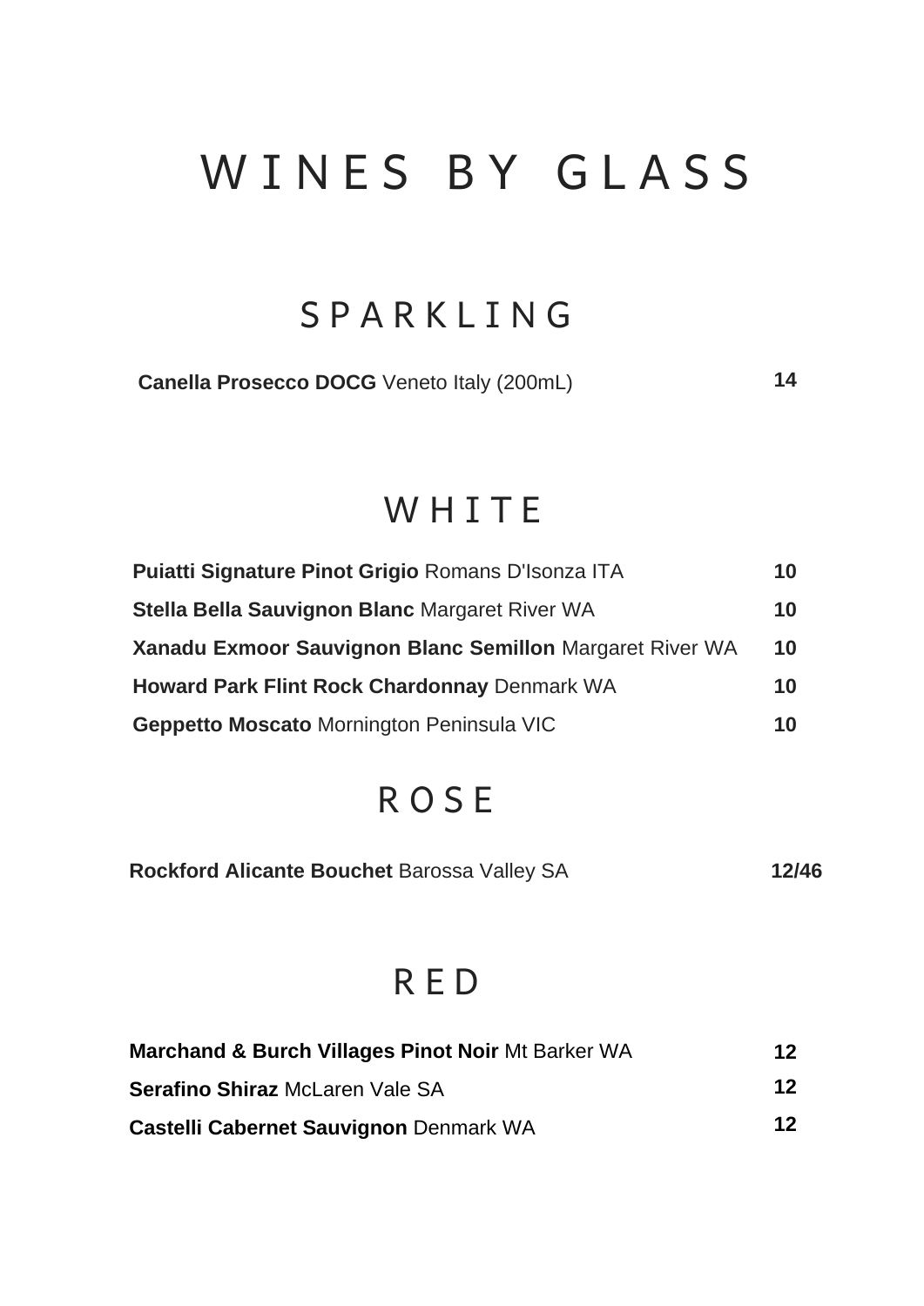# WINES BY GLASS

## SPARKLING

| | |
|---|---|
| **Canella Prosecco DOCG** Veneto Italy (200mL) | **14** |

## WHITE

| | |
|---|---|
| **Puiatti Signature Pinot Grigio** Romans D'Isonza ITA | **10** |
| **Stella Bella Sauvignon Blanc** Margaret River WA | **10** |
| **Xanadu Exmoor Sauvignon Blanc Semillon** Margaret River WA | **10** |
| **Howard Park Flint Rock Chardonnay** Denmark WA | **10** |
| **Geppetto Moscato** Mornington Peninsula VIC | **10** |

## ROSE

| | |
|---|---|
| **Rockford Alicante Bouchet** Barossa Valley SA | **12/46** |

## RED

| | |
|---|---|
| **Marchand & Burch Villages Pinot Noir** Mt Barker WA | **12** |
| **Serafino Shiraz** McLaren Vale SA | **12** |
| **Castelli Cabernet Sauvignon** Denmark WA | **12** |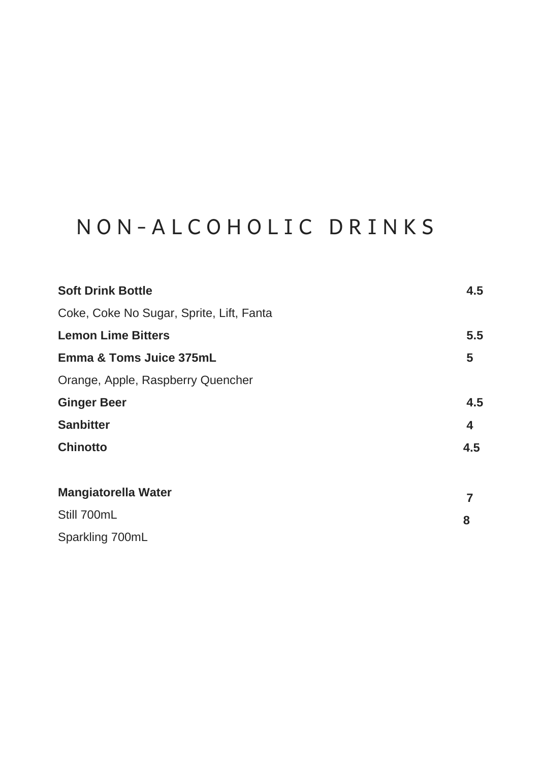# NON-ALCOHOLIC DRINKS

| | |
|---|---|
| **Soft Drink Bottle** | **4.5** |
| Coke, Coke No Sugar, Sprite, Lift, Fanta | |
| **Lemon Lime Bitters** | **5.5** |
| **Emma & Toms Juice 375mL** | **5** |
| Orange, Apple, Raspberry Quencher | |
| **Ginger Beer** | **4.5** |
| **Sanbitter** | **4** |
| **Chinotto** | **4.5** |
| **Mangiatorella Water** | |
| Still 700mL | **7** |
| Sparkling 700mL | **8** |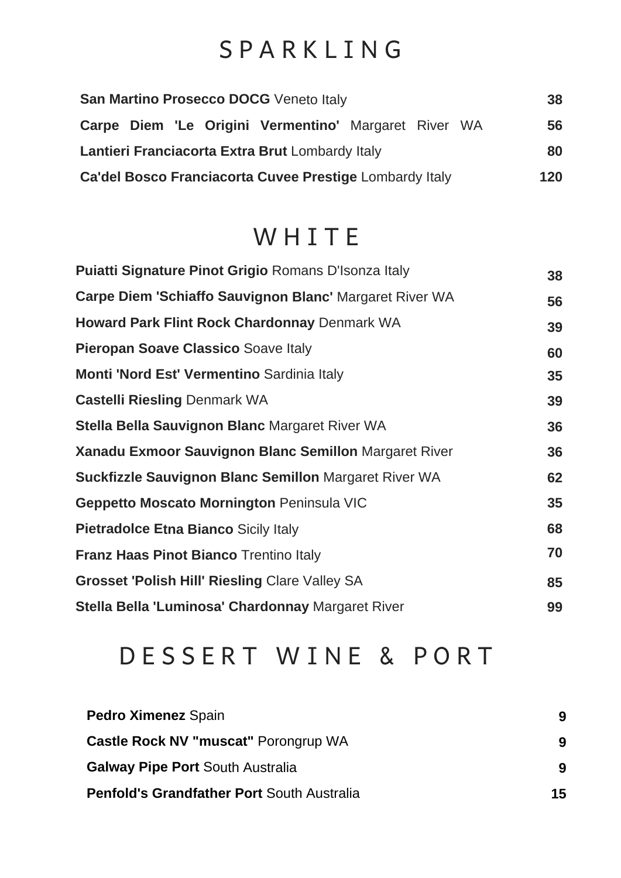# SPARKLING

| | |
|---|---|
| **San Martino Prosecco DOCG** Veneto Italy | 38 |
| **Carpe Diem 'Le Origini Vermentino'** Margaret River WA | 56 |
| **Lantieri Franciacorta Extra Brut** Lombardy Italy | 80 |
| **Ca'del Bosco Franciacorta Cuvee Prestige** Lombardy Italy | 120 |

# WHITE

| | |
|---|---|
| **Puiatti Signature Pinot Grigio** Romans D'Isonza Italy | 38 |
| **Carpe Diem 'Schiaffo Sauvignon Blanc'** Margaret River WA | 56 |
| **Howard Park Flint Rock Chardonnay** Denmark WA | 39 |
| **Pieropan Soave Classico** Soave Italy | 60 |
| **Monti 'Nord Est' Vermentino** Sardinia Italy | 35 |
| **Castelli Riesling** Denmark WA | 39 |
| **Stella Bella Sauvignon Blanc** Margaret River WA | 36 |
| **Xanadu Exmoor Sauvignon Blanc Semillon** Margaret River | 36 |
| **Suckfizzle Sauvignon Blanc Semillon** Margaret River WA | 62 |
| **Geppetto Moscato Mornington** Peninsula VIC | 35 |
| **Pietradolce Etna Bianco** Sicily Italy | 68 |
| **Franz Haas Pinot Bianco** Trentino Italy | 70 |
| **Grosset 'Polish Hill' Riesling** Clare Valley SA | 85 |
| **Stella Bella 'Luminosa' Chardonnay** Margaret River | 99 |

# DESSERT WINE & PORT

| | |
|---|---|
| **Pedro Ximenez** Spain | 9 |
| **Castle Rock NV "muscat"** Porongrup WA | 9 |
| **Galway Pipe Port** South Australia | 9 |
| **Penfold's Grandfather Port** South Australia | 15 |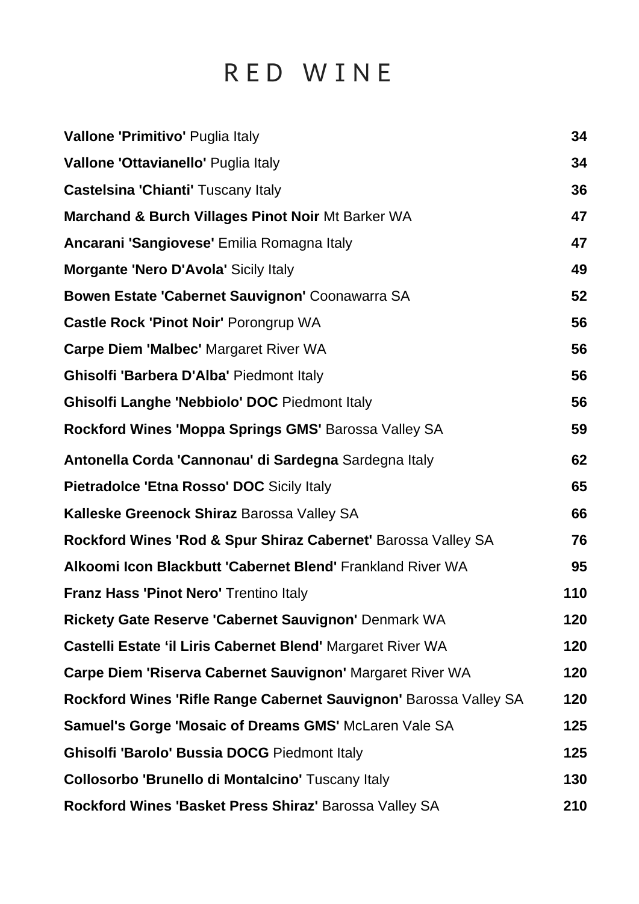# RED WINE

| | |
|---|---|
| **Vallone 'Primitivo'** Puglia Italy | **34** |
| **Vallone 'Ottavianello'** Puglia Italy | **34** |
| **Castelsina 'Chianti'** Tuscany Italy | **36** |
| **Marchand & Burch Villages Pinot Noir** Mt Barker WA | **47** |
| **Ancarani 'Sangiovese'** Emilia Romagna Italy | **47** |
| **Morgante 'Nero D'Avola'** Sicily Italy | **49** |
| **Bowen Estate 'Cabernet Sauvignon'** Coonawarra SA | **52** |
| **Castle Rock 'Pinot Noir'** Porongrup WA | **56** |
| **Carpe Diem 'Malbec'** Margaret River WA | **56** |
| **Ghisolfi 'Barbera D'Alba'** Piedmont Italy | **56** |
| **Ghisolfi Langhe 'Nebbiolo' DOC** Piedmont Italy | **56** |
| **Rockford Wines 'Moppa Springs GMS'** Barossa Valley SA | **59** |
| **Antonella Corda 'Cannonau' di Sardegna** Sardegna Italy | **62** |
| **Pietradolce 'Etna Rosso' DOC** Sicily Italy | **65** |
| **Kalleske Greenock Shiraz** Barossa Valley SA | **66** |
| **Rockford Wines 'Rod & Spur Shiraz Cabernet'** Barossa Valley SA | **76** |
| **Alkoomi Icon Blackbutt 'Cabernet Blend'** Frankland River WA | **95** |
| **Franz Hass 'Pinot Nero'** Trentino Italy | **110** |
| **Rickety Gate Reserve 'Cabernet Sauvignon'** Denmark WA | **120** |
| **Castelli Estate 'il Liris Cabernet Blend'** Margaret River WA | **120** |
| **Carpe Diem 'Riserva Cabernet Sauvignon'** Margaret River WA | **120** |
| **Rockford Wines 'Rifle Range Cabernet Sauvignon'** Barossa Valley SA | **120** |
| **Samuel's Gorge 'Mosaic of Dreams GMS'** McLaren Vale SA | **125** |
| **Ghisolfi 'Barolo' Bussia DOCG** Piedmont Italy | **125** |
| **Collosorbo 'Brunello di Montalcino'** Tuscany Italy | **130** |
| **Rockford Wines 'Basket Press Shiraz'** Barossa Valley SA | **210** |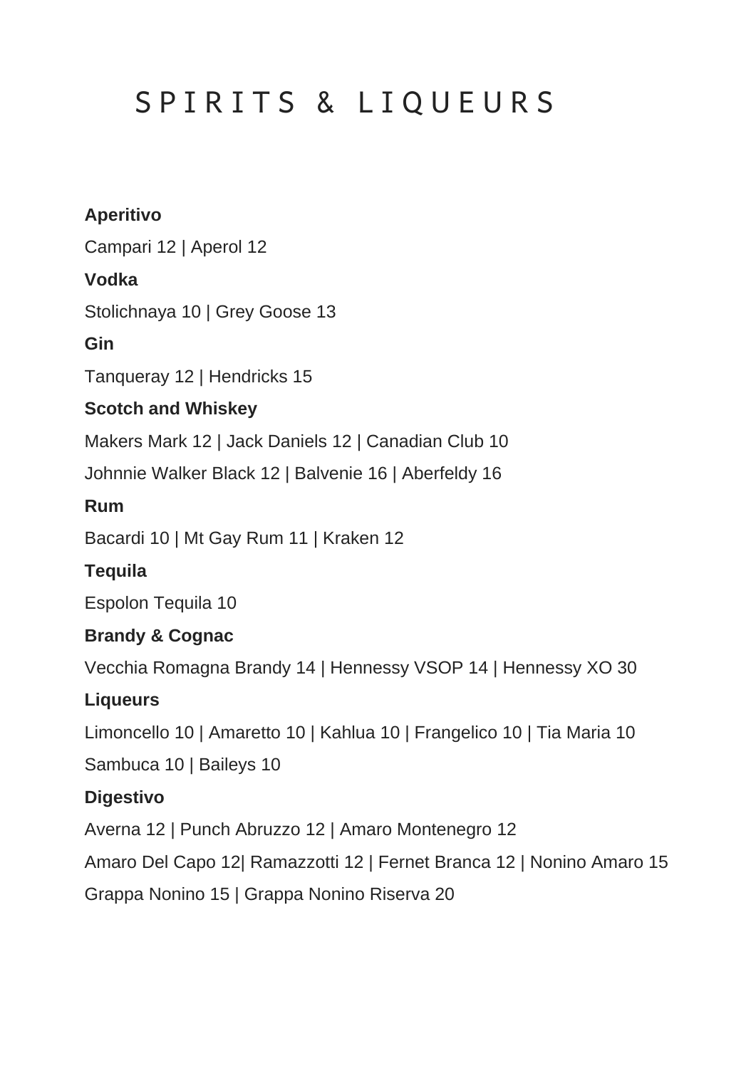# SPIRITS & LIQUEURS

**Aperitivo**

Campari 12 | Aperol 12

**Vodka**

Stolichnaya 10 | Grey Goose 13

**Gin**

Tanqueray 12 | Hendricks 15

**Scotch and Whiskey**

Makers Mark 12 | Jack Daniels 12 | Canadian Club 10

Johnnie Walker Black 12 | Balvenie 16 | Aberfeldy 16

**Rum**

Bacardi 10 | Mt Gay Rum 11 | Kraken 12

**Tequila**

Espolon Tequila 10

**Brandy & Cognac**

Vecchia Romagna Brandy 14 | Hennessy VSOP 14 | Hennessy XO 30

**Liqueurs**

Limoncello 10 | Amaretto 10 | Kahlua 10 | Frangelico 10 | Tia Maria 10

Sambuca 10 | Baileys 10

**Digestivo**

Averna 12 | Punch Abruzzo 12 | Amaro Montenegro 12

Amaro Del Capo 12| Ramazzotti 12 | Fernet Branca 12 | Nonino Amaro 15

Grappa Nonino 15 | Grappa Nonino Riserva 20